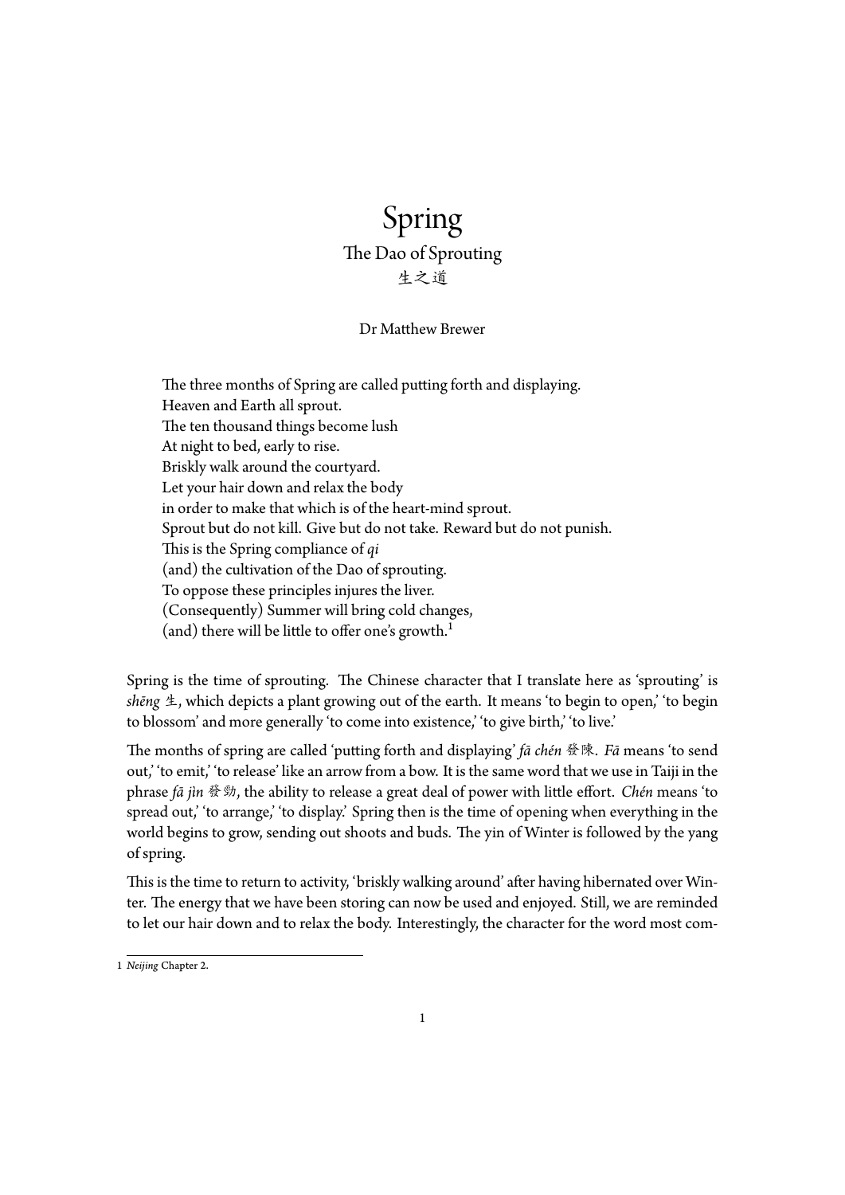# Spring

## The Dao of Sprouting

## 生之道

Dr Matthew Brewer

> The three months of Spring are called putting forth and displaying.
> Heaven and Earth all sprout.
> The ten thousand things become lush
> At night to bed, early to rise.
> Briskly walk around the courtyard.
> Let your hair down and relax the body
> in order to make that which is of the heart-mind sprout.
> Sprout but do not kill. Give but do not take. Reward but do not punish.
> This is the Spring compliance of *qi*
> (and) the cultivation of the Dao of sprouting.
> To oppose these principles injures the liver.
> (Consequently) Summer will bring cold changes,
> (and) there will be little to offer one's growth.[1]

Spring is the time of sprouting. The Chinese character that I translate here as 'sprouting' is *shēng* 生, which depicts a plant growing out of the earth. It means 'to begin to open,' 'to begin to blossom' and more generally 'to come into existence,' 'to give birth,' 'to live.'

The months of spring are called 'putting forth and displaying' *fā chén* 發陳. *Fā* means 'to send out,' 'to emit,' 'to release' like an arrow from a bow. It is the same word that we use in Taiji in the phrase *fā jìn* 發勁, the ability to release a great deal of power with little effort. *Chén* means 'to spread out,' 'to arrange,' 'to display.' Spring then is the time of opening when everything in the world begins to grow, sending out shoots and buds. The yin of Winter is followed by the yang of spring.

This is the time to return to activity, 'briskly walking around' after having hibernated over Winter. The energy that we have been storing can now be used and enjoyed. Still, we are reminded to let our hair down and to relax the body. Interestingly, the character for the word most com-

---

1 *Neijing* Chapter 2.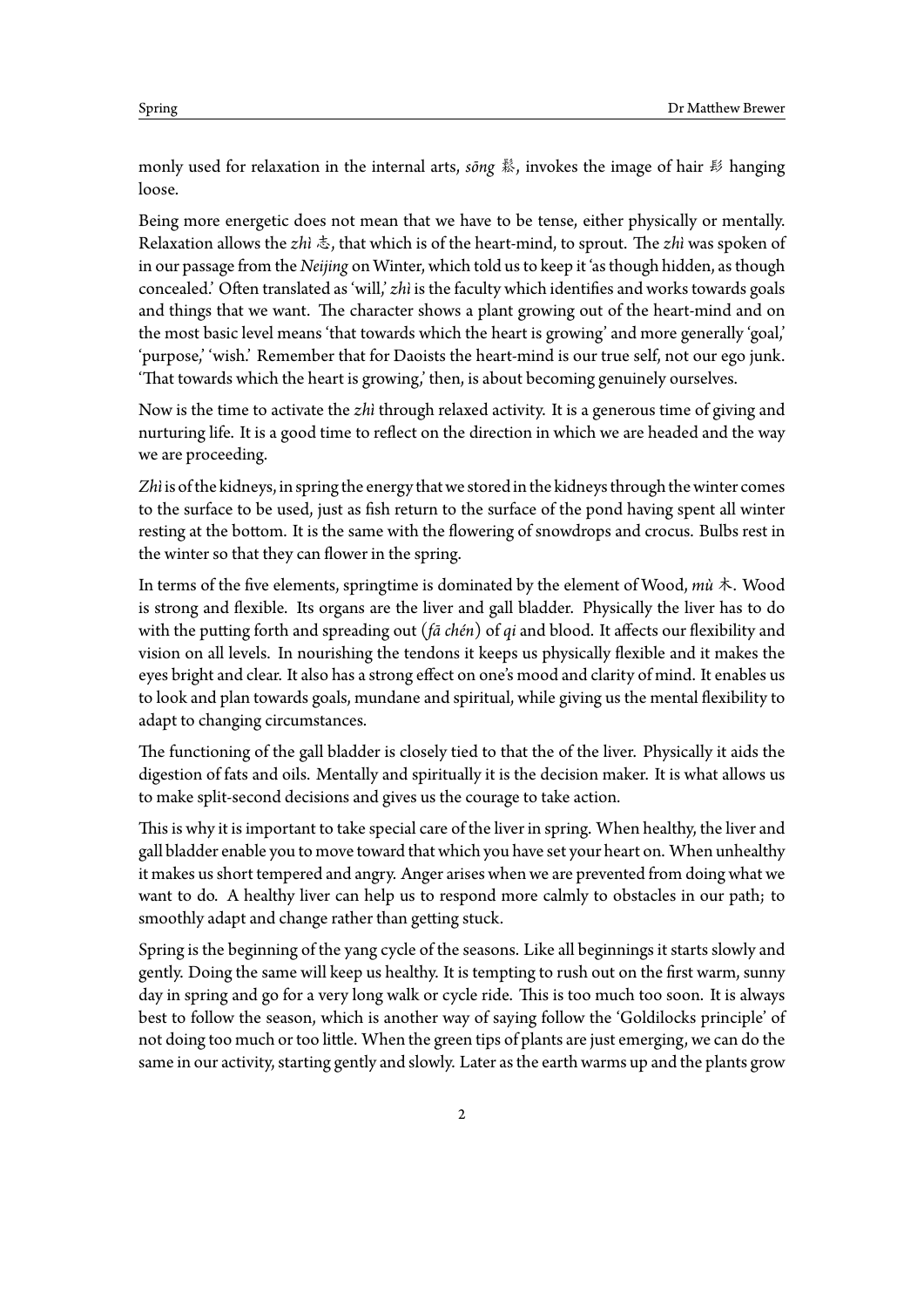monly used for relaxation in the internal arts, *sōng* 鬆, invokes the image of hair 髟 hanging loose.

Being more energetic does not mean that we have to be tense, either physically or mentally. Relaxation allows the *zhì* 志, that which is of the heart-mind, to sprout. The *zhì* was spoken of in our passage from the *Neijing* on Winter, which told us to keep it 'as though hidden, as though concealed.' Often translated as 'will,' *zhì* is the faculty which identifies and works towards goals and things that we want. The character shows a plant growing out of the heart-mind and on the most basic level means 'that towards which the heart is growing' and more generally 'goal,' 'purpose,' 'wish.' Remember that for Daoists the heart-mind is our true self, not our ego junk. 'That towards which the heart is growing,' then, is about becoming genuinely ourselves.

Now is the time to activate the *zhì* through relaxed activity. It is a generous time of giving and nurturing life. It is a good time to reflect on the direction in which we are headed and the way we are proceeding.

*Zhì* is of the kidneys, in spring the energy that we stored in the kidneys through the winter comes to the surface to be used, just as fish return to the surface of the pond having spent all winter resting at the bottom. It is the same with the flowering of snowdrops and crocus. Bulbs rest in the winter so that they can flower in the spring.

In terms of the five elements, springtime is dominated by the element of Wood, *mù* 木. Wood is strong and flexible. Its organs are the liver and gall bladder. Physically the liver has to do with the putting forth and spreading out (*fā chén*) of *qi* and blood. It affects our flexibility and vision on all levels. In nourishing the tendons it keeps us physically flexible and it makes the eyes bright and clear. It also has a strong effect on one's mood and clarity of mind. It enables us to look and plan towards goals, mundane and spiritual, while giving us the mental flexibility to adapt to changing circumstances.

The functioning of the gall bladder is closely tied to that the of the liver. Physically it aids the digestion of fats and oils. Mentally and spiritually it is the decision maker. It is what allows us to make split-second decisions and gives us the courage to take action.

This is why it is important to take special care of the liver in spring. When healthy, the liver and gall bladder enable you to move toward that which you have set your heart on. When unhealthy it makes us short tempered and angry. Anger arises when we are prevented from doing what we want to do. A healthy liver can help us to respond more calmly to obstacles in our path; to smoothly adapt and change rather than getting stuck.

Spring is the beginning of the yang cycle of the seasons. Like all beginnings it starts slowly and gently. Doing the same will keep us healthy. It is tempting to rush out on the first warm, sunny day in spring and go for a very long walk or cycle ride. This is too much too soon. It is always best to follow the season, which is another way of saying follow the 'Goldilocks principle' of not doing too much or too little. When the green tips of plants are just emerging, we can do the same in our activity, starting gently and slowly. Later as the earth warms up and the plants grow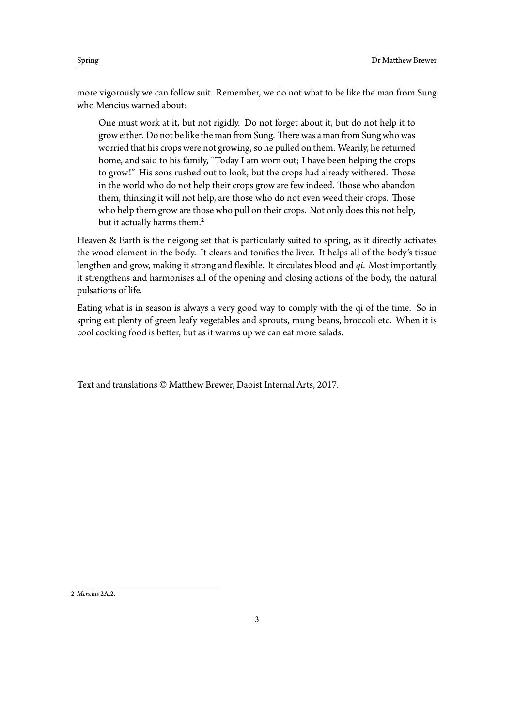more vigorously we can follow suit. Remember, we do not what to be like the man from Sung who Mencius warned about:

> One must work at it, but not rigidly. Do not forget about it, but do not help it to grow either. Do not be like the man from Sung. There was a man from Sung who was worried that his crops were not growing, so he pulled on them. Wearily, he returned home, and said to his family, "Today I am worn out; I have been helping the crops to grow!" His sons rushed out to look, but the crops had already withered. Those in the world who do not help their crops grow are few indeed. Those who abandon them, thinking it will not help, are those who do not even weed their crops. Those who help them grow are those who pull on their crops. Not only does this not help, but it actually harms them.[2]

Heaven & Earth is the neigong set that is particularly suited to spring, as it directly activates the wood element in the body. It clears and tonifies the liver. It helps all of the body's tissue lengthen and grow, making it strong and flexible. It circulates blood and *qi*. Most importantly it strengthens and harmonises all of the opening and closing actions of the body, the natural pulsations of life.

Eating what is in season is always a very good way to comply with the qi of the time. So in spring eat plenty of green leafy vegetables and sprouts, mung beans, broccoli etc. When it is cool cooking food is better, but as it warms up we can eat more salads.

Text and translations © Matthew Brewer, Daoist Internal Arts, 2017.

---

2 *Mencius* 2A.2.